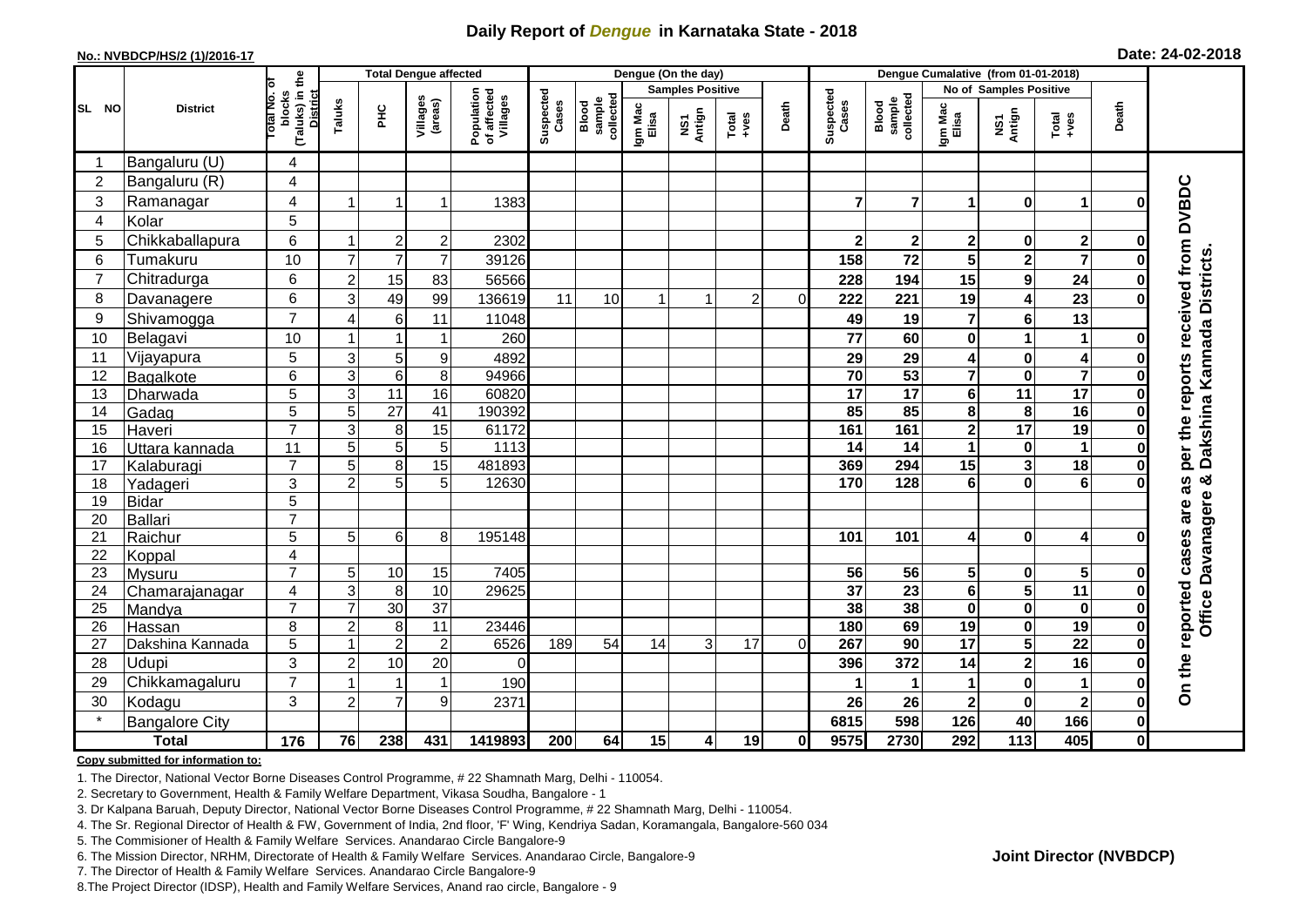# Daily Report of *Dengue* in Karnataka State - 2018

**No.: NVBDCP/HS/2 (1)/2016-17**

**Date: 24-02-2018**

| SL NO | District | Total No. of blocks (Taluks) in the District | Total Dengue affected | | | | Dengue (On the day) | | | | | | | Dengue Cumalative (from 01-01-2018) | | | | | | | |
|---|---|---|---|---|---|---|---|---|---|---|---|---|---|---|---|---|---|---|---|---|
| | | | Taluks | PHC | Villages (areas) | Population of affected Villages | Suspected Cases | Blood sample collected | Samples Positive | | | Death | Suspected Cases | Blood sample collected | No of Samples Positive | | | Death | |
| | | | | | | | | | Igm Mac Elisa | NS1 Antign | Total +ves | | | | Igm Mac Elisa | NS1 Antign | Total +ves | | |
| 1 | Bangaluru (U) | 4 | | | | | | | | | | | | | | | | | On the reported cases are as per the reports received from DVBDC Office Davanagere & Dakshina Kannada Districts. |
| 2 | Bangaluru (R) | 4 | | | | | | | | | | | | | | | | | |
| 3 | Ramanagar | 4 | 1 | 1 | 1 | 1383 | | | | | | | 7 | 7 | 1 | 0 | 1 | 0 | |
| 4 | Kolar | 5 | | | | | | | | | | | | | | | | | |
| 5 | Chikkaballapura | 6 | 1 | 2 | 2 | 2302 | | | | | | | 2 | 2 | 2 | 0 | 2 | 0 | |
| 6 | Tumakuru | 10 | 7 | 7 | 7 | 39126 | | | | | | | 158 | 72 | 5 | 2 | 7 | 0 | |
| 7 | Chitradurga | 6 | 2 | 15 | 83 | 56566 | | | | | | | 228 | 194 | 15 | 9 | 24 | 0 | |
| 8 | Davanagere | 6 | 3 | 49 | 99 | 136619 | 11 | 10 | 1 | 1 | 2 | 0 | 222 | 221 | 19 | 4 | 23 | 0 | |
| 9 | Shivamogga | 7 | 4 | 6 | 11 | 11048 | | | | | | | 49 | 19 | 7 | 6 | 13 | | |
| 10 | Belagavi | 10 | 1 | 1 | 1 | 260 | | | | | | | 77 | 60 | 0 | 1 | 1 | 0 | |
| 11 | Vijayapura | 5 | 3 | 5 | 9 | 4892 | | | | | | | 29 | 29 | 4 | 0 | 4 | 0 | |
| 12 | Bagalkote | 6 | 3 | 6 | 8 | 94966 | | | | | | | 70 | 53 | 7 | 0 | 7 | 0 | |
| 13 | Dharwada | 5 | 3 | 11 | 16 | 60820 | | | | | | | 17 | 17 | 6 | 11 | 17 | 0 | |
| 14 | Gadag | 5 | 5 | 27 | 41 | 190392 | | | | | | | 85 | 85 | 8 | 8 | 16 | 0 | |
| 15 | Haveri | 7 | 3 | 8 | 15 | 61172 | | | | | | | 161 | 161 | 2 | 17 | 19 | 0 | |
| 16 | Uttara kannada | 11 | 5 | 5 | 5 | 1113 | | | | | | | 14 | 14 | 1 | 0 | 1 | 0 | |
| 17 | Kalaburagi | 7 | 5 | 8 | 15 | 481893 | | | | | | | 369 | 294 | 15 | 3 | 18 | 0 | |
| 18 | Yadageri | 3 | 2 | 5 | 5 | 12630 | | | | | | | 170 | 128 | 6 | 0 | 6 | 0 | |
| 19 | Bidar | 5 | | | | | | | | | | | | | | | | | |
| 20 | Ballari | 7 | | | | | | | | | | | | | | | | | |
| 21 | Raichur | 5 | 5 | 6 | 8 | 195148 | | | | | | | 101 | 101 | 4 | 0 | 4 | 0 | |
| 22 | Koppal | 4 | | | | | | | | | | | | | | | | | |
| 23 | Mysuru | 7 | 5 | 10 | 15 | 7405 | | | | | | | 56 | 56 | 5 | 0 | 5 | 0 | |
| 24 | Chamarajanagar | 4 | 3 | 8 | 10 | 29625 | | | | | | | 37 | 23 | 6 | 5 | 11 | 0 | |
| 25 | Mandya | 7 | 7 | 30 | 37 | | | | | | | | 38 | 38 | 0 | 0 | 0 | 0 | |
| 26 | Hassan | 8 | 2 | 8 | 11 | 23446 | | | | | | | 180 | 69 | 19 | 0 | 19 | 0 | |
| 27 | Dakshina Kannada | 5 | 1 | 2 | 2 | 6526 | 189 | 54 | 14 | 3 | 17 | 0 | 267 | 90 | 17 | 5 | 22 | 0 | |
| 28 | Udupi | 3 | 2 | 10 | 20 | 0 | | | | | | | 396 | 372 | 14 | 2 | 16 | 0 | |
| 29 | Chikkamagaluru | 7 | 1 | 1 | 1 | 190 | | | | | | | 1 | 1 | 1 | 0 | 1 | 0 | |
| 30 | Kodagu | 3 | 2 | 7 | 9 | 2371 | | | | | | | 26 | 26 | 2 | 0 | 2 | 0 | |
| * | Bangalore City | | | | | | | | | | | | 6815 | 598 | 126 | 40 | 166 | 0 | |
| | **Total** | **176** | **76** | **238** | **431** | **1419893** | **200** | **64** | **15** | **4** | **19** | **0** | **9575** | **2730** | **292** | **113** | **405** | **0** | |

**Copy submitted for information to:**

1. The Director, National Vector Borne Diseases Control Programme, # 22 Shamnath Marg, Delhi - 110054.
2. Secretary to Government, Health & Family Welfare Department, Vikasa Soudha, Bangalore - 1
3. Dr Kalpana Baruah, Deputy Director, National Vector Borne Diseases Control Programme, # 22 Shamnath Marg, Delhi - 110054.
4. The Sr. Regional Director of Health & FW, Government of India, 2nd floor, 'F' Wing, Kendriya Sadan, Koramangala, Bangalore-560 034
5. The Commisioner of Health & Family Welfare Services. Anandarao Circle Bangalore-9
6. The Mission Director, NRHM, Directorate of Health & Family Welfare Services. Anandarao Circle, Bangalore-9
7. The Director of Health & Family Welfare Services. Anandarao Circle Bangalore-9
8. The Project Director (IDSP), Health and Family Welfare Services, Anand rao circle, Bangalore - 9

**Joint Director (NVBDCP)**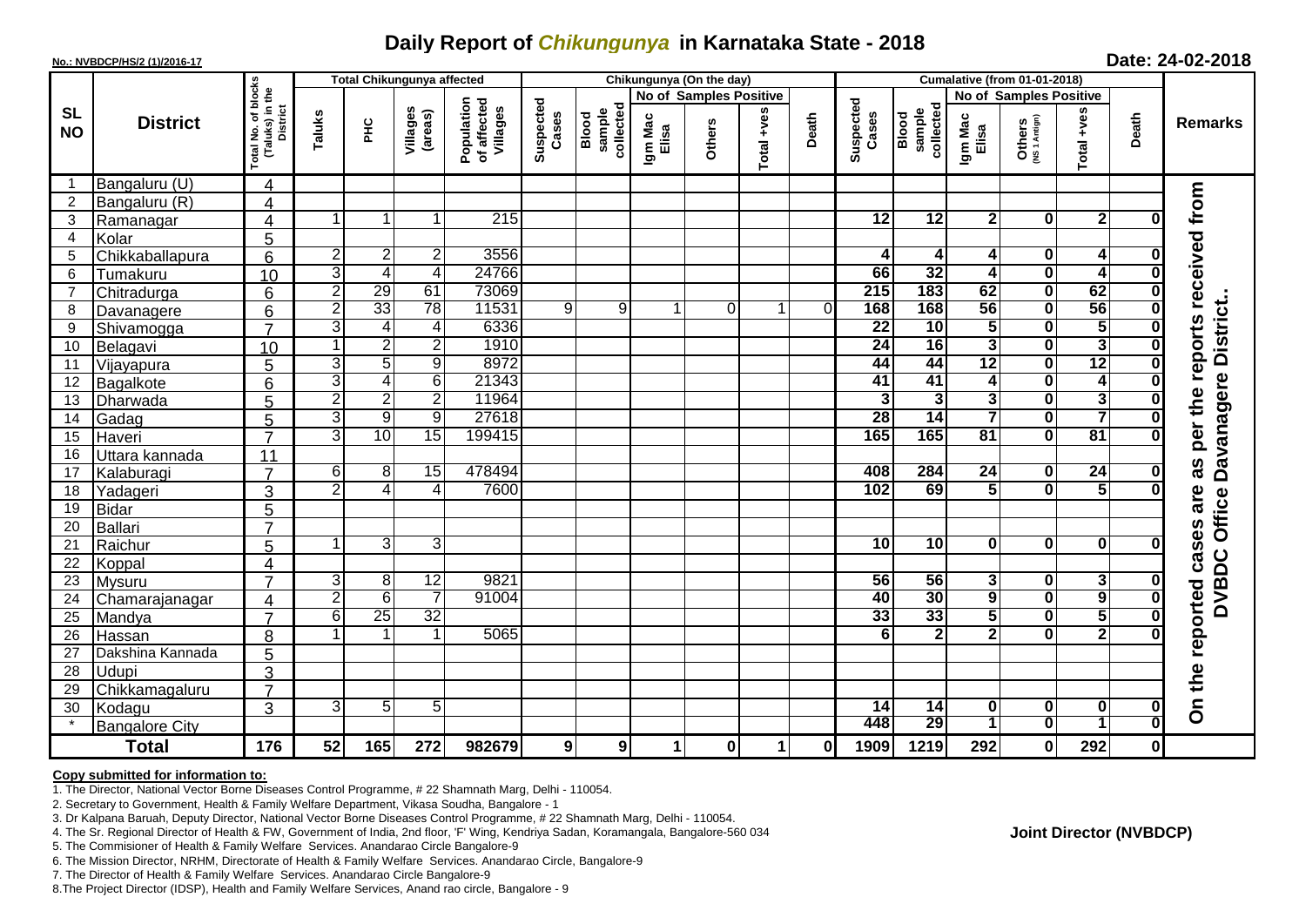# Daily Report of *Chikungunya* in Karnataka State - 2018

**No.: NVBDCP/HS/2 (1)/2016-17**

**Date: 24-02-2018**

| SL NO | District | Total No. of blocks (Taluks) in the District | Total Chikungunya affected | | | | Chikungunya (On the day) | | | | | | | Cumalative (from 01-01-2018) | | | | | | | Remarks |
|---|---|---|---|---|---|---|---|---|---|---|---|---|---|---|---|---|---|---|---|---|---|
| | | | Taluks | PHC | Villages (areas) | Population of affected Villages | Suspected Cases | Blood sample collected | No of Samples Positive | | | Death | Suspected Cases | Blood sample collected | No of Samples Positive | | | Death | |
| | | | | | | | | | Igm Mac Elisa | Others | Total +ves | | | | Igm Mac Elisa | Others (NS 1 Antign) | Total +ves | | |
| 1 | Bangaluru (U) | 4 | | | | | | | | | | | | | | | | | On the reported cases are as per the reports received from DVBDC Office Davanagere District.. |
| 2 | Bangaluru (R) | 4 | | | | | | | | | | | | | | | | | |
| 3 | Ramanagar | 4 | 1 | 1 | 1 | 215 | | | | | | | 12 | 12 | 2 | 0 | 2 | 0 | |
| 4 | Kolar | 5 | | | | | | | | | | | | | | | | | |
| 5 | Chikkaballapura | 6 | 2 | 2 | 2 | 3556 | | | | | | | 4 | 4 | 4 | 0 | 4 | 0 | |
| 6 | Tumakuru | 10 | 3 | 4 | 4 | 24766 | | | | | | | 66 | 32 | 4 | 0 | 4 | 0 | |
| 7 | Chitradurga | 6 | 2 | 29 | 61 | 73069 | | | | | | | 215 | 183 | 62 | 0 | 62 | 0 | |
| 8 | Davanagere | 6 | 2 | 33 | 78 | 11531 | 9 | 9 | 1 | 0 | 1 | 0 | 168 | 168 | 56 | 0 | 56 | 0 | |
| 9 | Shivamogga | 7 | 3 | 4 | 4 | 6336 | | | | | | | 22 | 10 | 5 | 0 | 5 | 0 | |
| 10 | Belagavi | 10 | 1 | 2 | 2 | 1910 | | | | | | | 24 | 16 | 3 | 0 | 3 | 0 | |
| 11 | Vijayapura | 5 | 3 | 5 | 9 | 8972 | | | | | | | 44 | 44 | 12 | 0 | 12 | 0 | |
| 12 | Bagalkote | 6 | 3 | 4 | 6 | 21343 | | | | | | | 41 | 41 | 4 | 0 | 4 | 0 | |
| 13 | Dharwada | 5 | 2 | 2 | 2 | 11964 | | | | | | | 3 | 3 | 3 | 0 | 3 | 0 | |
| 14 | Gadag | 5 | 3 | 9 | 9 | 27618 | | | | | | | 28 | 14 | 7 | 0 | 7 | 0 | |
| 15 | Haveri | 7 | 3 | 10 | 15 | 199415 | | | | | | | 165 | 165 | 81 | 0 | 81 | 0 | |
| 16 | Uttara kannada | 11 | | | | | | | | | | | | | | | | | |
| 17 | Kalaburagi | 7 | 6 | 8 | 15 | 478494 | | | | | | | 408 | 284 | 24 | 0 | 24 | 0 | |
| 18 | Yadageri | 3 | 2 | 4 | 4 | 7600 | | | | | | | 102 | 69 | 5 | 0 | 5 | 0 | |
| 19 | Bidar | 5 | | | | | | | | | | | | | | | | | |
| 20 | Ballari | 7 | | | | | | | | | | | | | | | | | |
| 21 | Raichur | 5 | 1 | 3 | 3 | | | | | | | | 10 | 10 | 0 | 0 | 0 | 0 | |
| 22 | Koppal | 4 | | | | | | | | | | | | | | | | | |
| 23 | Mysuru | 7 | 3 | 8 | 12 | 9821 | | | | | | | 56 | 56 | 3 | 0 | 3 | 0 | |
| 24 | Chamarajanagar | 4 | 2 | 6 | 7 | 91004 | | | | | | | 40 | 30 | 9 | 0 | 9 | 0 | |
| 25 | Mandya | 7 | 6 | 25 | 32 | | | | | | | | 33 | 33 | 5 | 0 | 5 | 0 | |
| 26 | Hassan | 8 | 1 | 1 | 1 | 5065 | | | | | | | 6 | 2 | 2 | 0 | 2 | 0 | |
| 27 | Dakshina Kannada | 5 | | | | | | | | | | | | | | | | | |
| 28 | Udupi | 3 | | | | | | | | | | | | | | | | | |
| 29 | Chikkamagaluru | 7 | | | | | | | | | | | | | | | | | |
| 30 | Kodagu | 3 | 3 | 5 | 5 | | | | | | | | 14 | 14 | 0 | 0 | 0 | 0 | |
| * | Bangalore City | | | | | | | | | | | | 448 | 29 | 1 | 0 | 1 | 0 | |
| **Total** | | **176** | **52** | **165** | **272** | **982679** | **9** | **9** | **1** | **0** | **1** | **0** | **1909** | **1219** | **292** | **0** | **292** | **0** | |

**Copy submitted for information to:**

1. The Director, National Vector Borne Diseases Control Programme, # 22 Shamnath Marg, Delhi - 110054.
2. Secretary to Government, Health & Family Welfare Department, Vikasa Soudha, Bangalore - 1
3. Dr Kalpana Baruah, Deputy Director, National Vector Borne Diseases Control Programme, # 22 Shamnath Marg, Delhi - 110054.
4. The Sr. Regional Director of Health & FW, Government of India, 2nd floor, 'F' Wing, Kendriya Sadan, Koramangala, Bangalore-560 034
5. The Commisioner of Health & Family Welfare Services. Anandarao Circle Bangalore-9
6. The Mission Director, NRHM, Directorate of Health & Family Welfare Services. Anandarao Circle, Bangalore-9
7. The Director of Health & Family Welfare Services. Anandarao Circle Bangalore-9
8. The Project Director (IDSP), Health and Family Welfare Services, Anand rao circle, Bangalore - 9

**Joint Director (NVBDCP)**